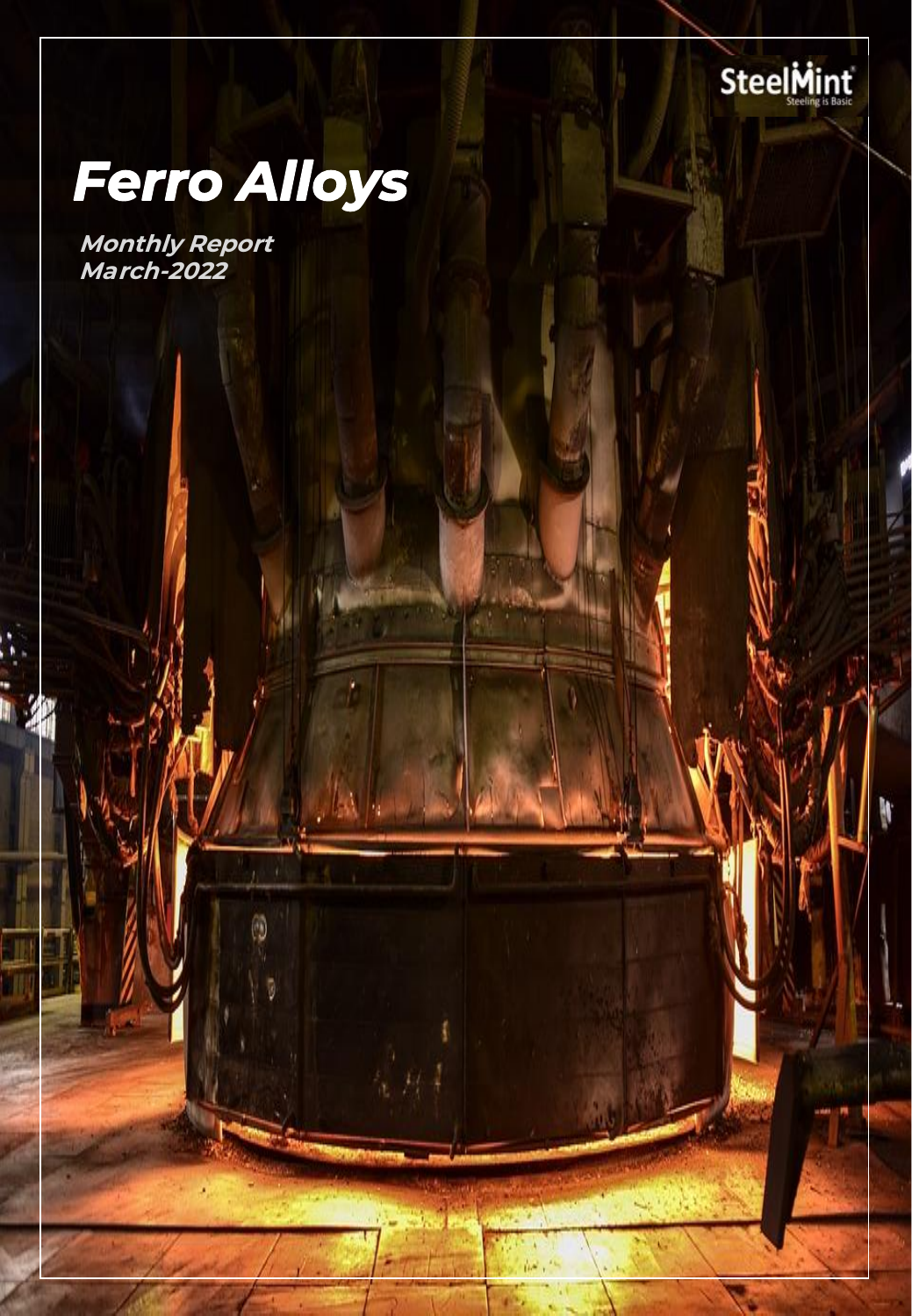SteelMint

Steeling is Basic

# Ferro Alloys

**Monthly Report**
**March-2022**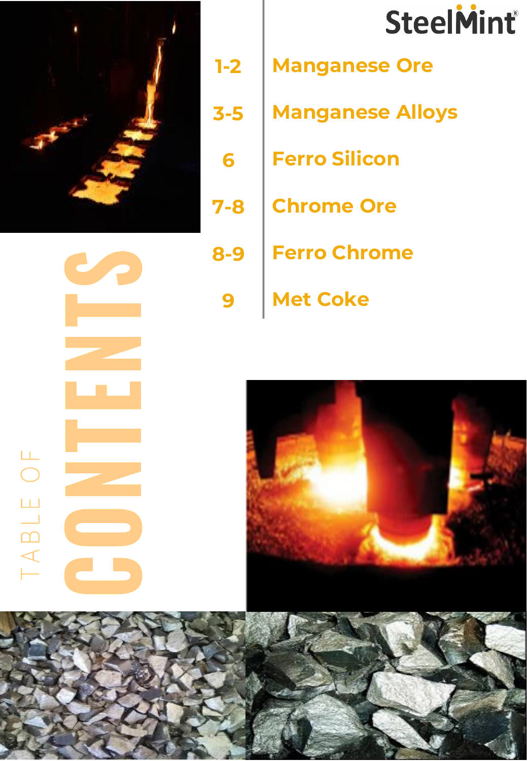SteelMint

# TABLE OF CONTENTS

| Page | Section |
|---|---|
| 1-2 | Manganese Ore |
| 3-5 | Manganese Alloys |
| 6 | Ferro Silicon |
| 7-8 | Chrome Ore |
| 8-9 | Ferro Chrome |
| 9 | Met Coke |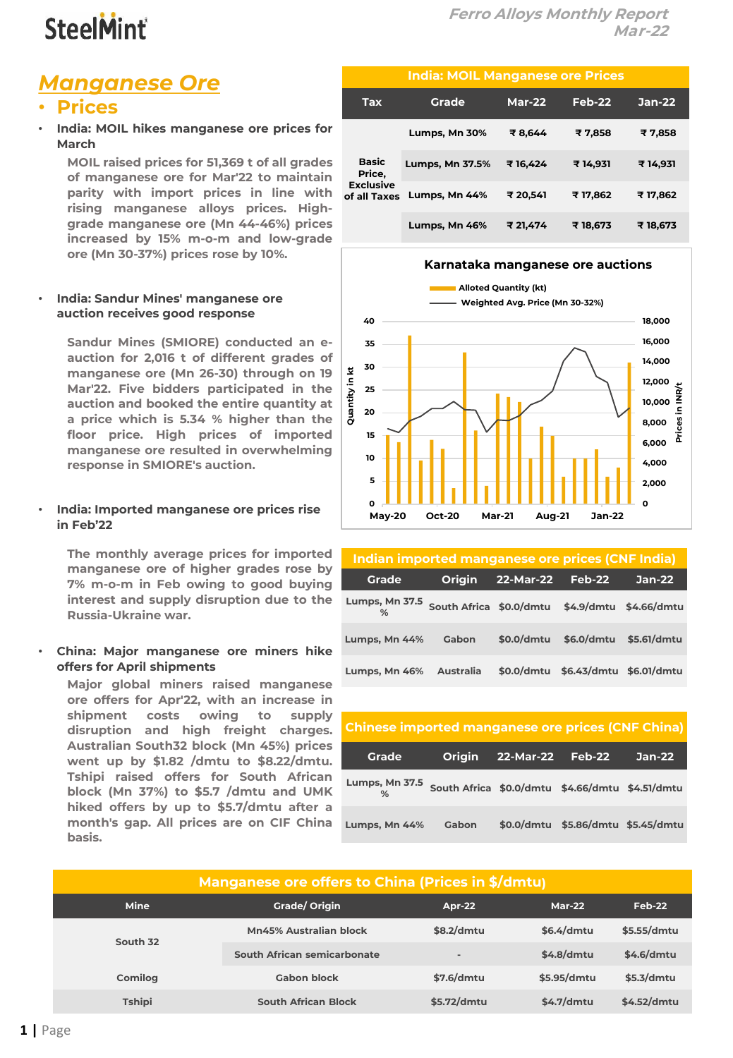# Manganese Ore

## Prices

- **India: MOIL hikes manganese ore prices for March**

  MOIL raised prices for 51,369 t of all grades of manganese ore for Mar'22 to maintain parity with import prices in line with rising manganese alloys prices. High-grade manganese ore (Mn 44-46%) prices increased by 15% m-o-m and low-grade ore (Mn 30-37%) prices rose by 10%.

- **India: Sandur Mines' manganese ore auction receives good response**

  Sandur Mines (SMIORE) conducted an e-auction for 2,016 t of different grades of manganese ore (Mn 26-30) through on 19 Mar'22. Five bidders participated in the auction and booked the entire quantity at a price which is 5.34 % higher than the floor price. High prices of imported manganese ore resulted in overwhelming response in SMIORE's auction.

- **India: Imported manganese ore prices rise in Feb'22**

  The monthly average prices for imported manganese ore of higher grades rose by 7% m-o-m in Feb owing to good buying interest and supply disruption due to the Russia-Ukraine war.

- **China: Major manganese ore miners hike offers for April shipments**

  Major global miners raised manganese ore offers for Apr'22, with an increase in shipment costs owing to supply disruption and high freight charges. Australian South32 block (Mn 45%) prices went up by $1.82 /dmtu to $8.22/dmtu. Tshipi raised offers for South African block (Mn 37%) to $5.7 /dmtu and UMK hiked offers by up to $5.7/dmtu after a month's gap. All prices are on CIF China basis.

**India: MOIL Manganese ore Prices**

| Tax | Grade | Mar-22 | Feb-22 | Jan-22 |
|---|---|---|---|---|
| Basic Price, Exclusive of all Taxes | Lumps, Mn 30% | ₹ 8,644 | ₹ 7,858 | ₹ 7,858 |
| | Lumps, Mn 37.5% | ₹ 16,424 | ₹ 14,931 | ₹ 14,931 |
| | Lumps, Mn 44% | ₹ 20,541 | ₹ 17,862 | ₹ 17,862 |
| | Lumps, Mn 46% | ₹ 21,474 | ₹ 18,673 | ₹ 18,673 |

**Karnataka manganese ore auctions**

Alloted Quantity (kt); Weighted Avg. Price (Mn 30-32%)

**Indian imported manganese ore prices (CNF India)**

| Grade | Origin | 22-Mar-22 | Feb-22 | Jan-22 |
|---|---|---|---|---|
| Lumps, Mn 37.5 % | South Africa | $0.0/dmtu | $4.9/dmtu | $4.66/dmtu |
| Lumps, Mn 44% | Gabon | $0.0/dmtu | $6.0/dmtu | $5.61/dmtu |
| Lumps, Mn 46% | Australia | $0.0/dmtu | $6.43/dmtu | $6.01/dmtu |

**Chinese imported manganese ore prices (CNF China)**

| Grade | Origin | 22-Mar-22 | Feb-22 | Jan-22 |
|---|---|---|---|---|
| Lumps, Mn 37.5 % | South Africa | $0.0/dmtu | $4.66/dmtu | $4.51/dmtu |
| Lumps, Mn 44% | Gabon | $0.0/dmtu | $5.86/dmtu | $5.45/dmtu |

**Manganese ore offers to China (Prices in $/dmtu)**

| Mine | Grade/ Origin | Apr-22 | Mar-22 | Feb-22 |
|---|---|---|---|---|
| South 32 | Mn45% Australian block | $8.2/dmtu | $6.4/dmtu | $5.55/dmtu |
| | South African semicarbonate | - | $4.8/dmtu | $4.6/dmtu |
| Comilog | Gabon block | $7.6/dmtu | $5.95/dmtu | $5.3/dmtu |
| Tshipi | South African Block | $5.72/dmtu | $4.7/dmtu | $4.52/dmtu |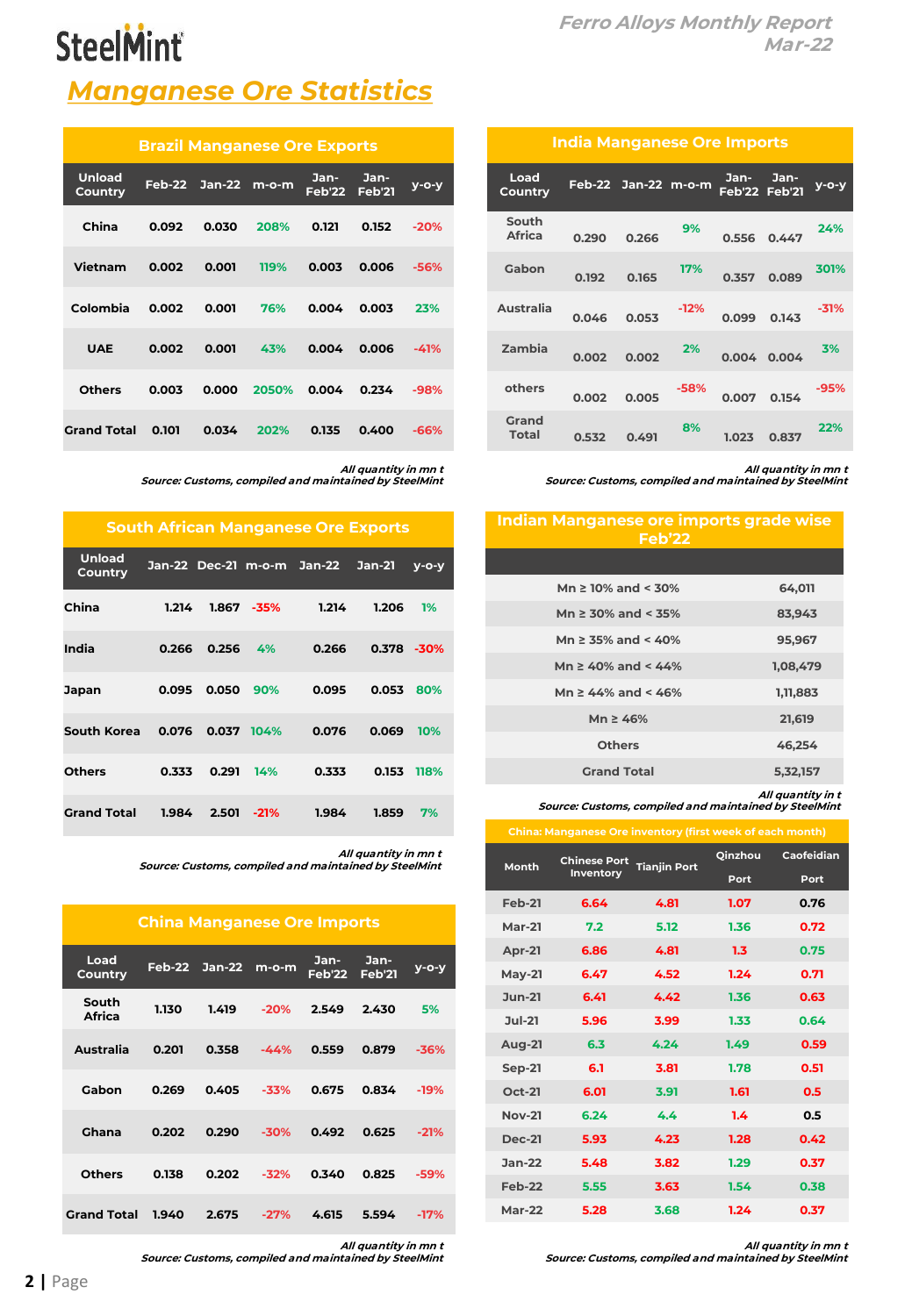# Manganese Ore Statistics

## Brazil Manganese Ore Exports

| Unload Country | Feb-22 | Jan-22 | m-o-m | Jan-Feb'22 | Jan-Feb'21 | y-o-y |
|---|---|---|---|---|---|---|
| China | 0.092 | 0.030 | 208% | 0.121 | 0.152 | -20% |
| Vietnam | 0.002 | 0.001 | 119% | 0.003 | 0.006 | -56% |
| Colombia | 0.002 | 0.001 | 76% | 0.004 | 0.003 | 23% |
| UAE | 0.002 | 0.001 | 43% | 0.004 | 0.006 | -41% |
| Others | 0.003 | 0.000 | 2050% | 0.004 | 0.234 | -98% |
| Grand Total | 0.101 | 0.034 | 202% | 0.135 | 0.400 | -66% |

*All quantity in mn t*
*Source: Customs, compiled and maintained by SteelMint*

## India Manganese Ore Imports

| Load Country | Feb-22 | Jan-22 | m-o-m | Jan-Feb'22 | Jan-Feb'21 | y-o-y |
|---|---|---|---|---|---|---|
| South Africa | 0.290 | 0.266 | 9% | 0.556 | 0.447 | 24% |
| Gabon | 0.192 | 0.165 | 17% | 0.357 | 0.089 | 301% |
| Australia | 0.046 | 0.053 | -12% | 0.099 | 0.143 | -31% |
| Zambia | 0.002 | 0.002 | 2% | 0.004 | 0.004 | 3% |
| others | 0.002 | 0.005 | -58% | 0.007 | 0.154 | -95% |
| Grand Total | 0.532 | 0.491 | 8% | 1.023 | 0.837 | 22% |

*All quantity in mn t*
*Source: Customs, compiled and maintained by SteelMint*

## South African Manganese Ore Exports

| Unload Country | Jan-22 | Dec-21 | m-o-m | Jan-22 | Jan-21 | y-o-y |
|---|---|---|---|---|---|---|
| China | 1.214 | 1.867 | -35% | 1.214 | 1.206 | 1% |
| India | 0.266 | 0.256 | 4% | 0.266 | 0.378 | -30% |
| Japan | 0.095 | 0.050 | 90% | 0.095 | 0.053 | 80% |
| South Korea | 0.076 | 0.037 | 104% | 0.076 | 0.069 | 10% |
| Others | 0.333 | 0.291 | 14% | 0.333 | 0.153 | 118% |
| Grand Total | 1.984 | 2.501 | -21% | 1.984 | 1.859 | 7% |

*All quantity in mn t*
*Source: Customs, compiled and maintained by SteelMint*

## Indian Manganese ore imports grade wise Feb'22

| Grade | Quantity |
|---|---|
| Mn ≥ 10% and < 30% | 64,011 |
| Mn ≥ 30% and < 35% | 83,943 |
| Mn ≥ 35% and < 40% | 95,967 |
| Mn ≥ 40% and < 44% | 1,08,479 |
| Mn ≥ 44% and < 46% | 1,11,883 |
| Mn ≥ 46% | 21,619 |
| Others | 46,254 |
| Grand Total | 5,32,157 |

*All quantity in t*
*Source: Customs, compiled and maintained by SteelMint*

## China Manganese Ore Imports

| Load Country | Feb-22 | Jan-22 | m-o-m | Jan-Feb'22 | Jan-Feb'21 | y-o-y |
|---|---|---|---|---|---|---|
| South Africa | 1.130 | 1.419 | -20% | 2.549 | 2.430 | 5% |
| Australia | 0.201 | 0.358 | -44% | 0.559 | 0.879 | -36% |
| Gabon | 0.269 | 0.405 | -33% | 0.675 | 0.834 | -19% |
| Ghana | 0.202 | 0.290 | -30% | 0.492 | 0.625 | -21% |
| Others | 0.138 | 0.202 | -32% | 0.340 | 0.825 | -59% |
| Grand Total | 1.940 | 2.675 | -27% | 4.615 | 5.594 | -17% |

*All quantity in mn t*
*Source: Customs, compiled and maintained by SteelMint*

## China: Manganese Ore inventory (first week of each month)

| Month | Chinese Port Inventory | Tianjin Port | Qinzhou Port | Caofeidian Port |
|---|---|---|---|---|
| Feb-21 | 6.64 | 4.81 | 1.07 | 0.76 |
| Mar-21 | 7.2 | 5.12 | 1.36 | 0.72 |
| Apr-21 | 6.86 | 4.81 | 1.3 | 0.75 |
| May-21 | 6.47 | 4.52 | 1.24 | 0.71 |
| Jun-21 | 6.41 | 4.42 | 1.36 | 0.63 |
| Jul-21 | 5.96 | 3.99 | 1.33 | 0.64 |
| Aug-21 | 6.3 | 4.24 | 1.49 | 0.59 |
| Sep-21 | 6.1 | 3.81 | 1.78 | 0.51 |
| Oct-21 | 6.01 | 3.91 | 1.61 | 0.5 |
| Nov-21 | 6.24 | 4.4 | 1.4 | 0.5 |
| Dec-21 | 5.93 | 4.23 | 1.28 | 0.42 |
| Jan-22 | 5.48 | 3.82 | 1.29 | 0.37 |
| Feb-22 | 5.55 | 3.63 | 1.54 | 0.38 |
| Mar-22 | 5.28 | 3.68 | 1.24 | 0.37 |

*All quantity in mn t*
*Source: Customs, compiled and maintained by SteelMint*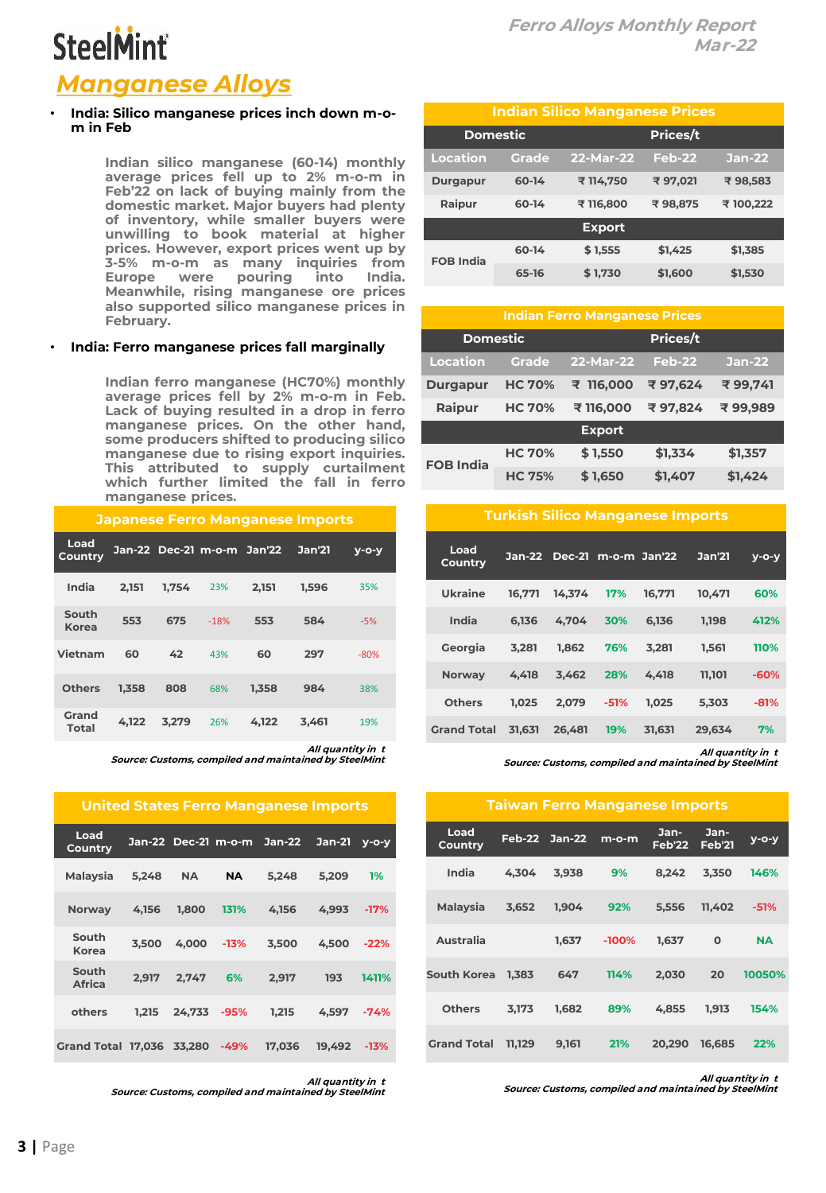## Manganese Alloys

- **India: Silico manganese prices inch down m-o-m in Feb**

Indian silico manganese (60-14) monthly average prices fell up to 2% m-o-m in Feb'22 on lack of buying mainly from the domestic market. Major buyers had plenty of inventory, while smaller buyers were unwilling to book material at higher prices. However, export prices went up by 3-5% m-o-m as many inquiries from Europe were pouring into India. Meanwhile, rising manganese ore prices also supported silico manganese prices in February.

- **India: Ferro manganese prices fall marginally**

Indian ferro manganese (HC70%) monthly average prices fell by 2% m-o-m in Feb. Lack of buying resulted in a drop in ferro manganese prices. On the other hand, some producers shifted to producing silico manganese due to rising export inquiries. This attributed to supply curtailment which further limited the fall in ferro manganese prices.

**Indian Silico Manganese Prices**

| Domestic | | Prices/t | | |
|---|---|---|---|---|
| Location | Grade | 22-Mar-22 | Feb-22 | Jan-22 |
| Durgapur | 60-14 | ₹ 114,750 | ₹ 97,021 | ₹ 98,583 |
| Raipur | 60-14 | ₹ 116,800 | ₹ 98,875 | ₹ 100,222 |
| Export | | | | |
| FOB India | 60-14 | $ 1,555 | $1,425 | $1,385 |
| | 65-16 | $ 1,730 | $1,600 | $1,530 |

**Indian Ferro Manganese Prices**

| Domestic | | Prices/t | | |
|---|---|---|---|---|
| Location | Grade | 22-Mar-22 | Feb-22 | Jan-22 |
| Durgapur | HC 70% | ₹ 116,000 | ₹ 97,624 | ₹ 99,741 |
| Raipur | HC 70% | ₹ 116,000 | ₹ 97,824 | ₹ 99,989 |
| Export | | | | |
| FOB India | HC 70% | $ 1,550 | $1,334 | $1,357 |
| | HC 75% | $ 1,650 | $1,407 | $1,424 |

**Japanese Ferro Manganese Imports**

| Load Country | Jan-22 | Dec-21 | m-o-m | Jan'22 | Jan'21 | y-o-y |
|---|---|---|---|---|---|---|
| India | 2,151 | 1,754 | 23% | 2,151 | 1,596 | 35% |
| South Korea | 553 | 675 | -18% | 553 | 584 | -5% |
| Vietnam | 60 | 42 | 43% | 60 | 297 | -80% |
| Others | 1,358 | 808 | 68% | 1,358 | 984 | 38% |
| Grand Total | 4,122 | 3,279 | 26% | 4,122 | 3,461 | 19% |

*All quantity in t*
*Source: Customs, compiled and maintained by SteelMint*

**Turkish Silico Manganese Imports**

| Load Country | Jan-22 | Dec-21 | m-o-m | Jan'22 | Jan'21 | y-o-y |
|---|---|---|---|---|---|---|
| Ukraine | 16,771 | 14,374 | 17% | 16,771 | 10,471 | 60% |
| India | 6,136 | 4,704 | 30% | 6,136 | 1,198 | 412% |
| Georgia | 3,281 | 1,862 | 76% | 3,281 | 1,561 | 110% |
| Norway | 4,418 | 3,462 | 28% | 4,418 | 11,101 | -60% |
| Others | 1,025 | 2,079 | -51% | 1,025 | 5,303 | -81% |
| Grand Total | 31,631 | 26,481 | 19% | 31,631 | 29,634 | 7% |

*All quantity in t*
*Source: Customs, compiled and maintained by SteelMint*

**United States Ferro Manganese Imports**

| Load Country | Jan-22 | Dec-21 | m-o-m | Jan-22 | Jan-21 | y-o-y |
|---|---|---|---|---|---|---|
| Malaysia | 5,248 | NA | NA | 5,248 | 5,209 | 1% |
| Norway | 4,156 | 1,800 | 131% | 4,156 | 4,993 | -17% |
| South Korea | 3,500 | 4,000 | -13% | 3,500 | 4,500 | -22% |
| South Africa | 2,917 | 2,747 | 6% | 2,917 | 193 | 1411% |
| others | 1,215 | 24,733 | -95% | 1,215 | 4,597 | -74% |
| Grand Total | 17,036 | 33,280 | -49% | 17,036 | 19,492 | -13% |

*All quantity in t*
*Source: Customs, compiled and maintained by SteelMint*

**Taiwan Ferro Manganese Imports**

| Load Country | Feb-22 | Jan-22 | m-o-m | Jan-Feb'22 | Jan-Feb'21 | y-o-y |
|---|---|---|---|---|---|---|
| India | 4,304 | 3,938 | 9% | 8,242 | 3,350 | 146% |
| Malaysia | 3,652 | 1,904 | 92% | 5,556 | 11,402 | -51% |
| Australia | | 1,637 | -100% | 1,637 | 0 | NA |
| South Korea | 1,383 | 647 | 114% | 2,030 | 20 | 10050% |
| Others | 3,173 | 1,682 | 89% | 4,855 | 1,913 | 154% |
| Grand Total | 11,129 | 9,161 | 21% | 20,290 | 16,685 | 22% |

*All quantity in t*
*Source: Customs, compiled and maintained by SteelMint*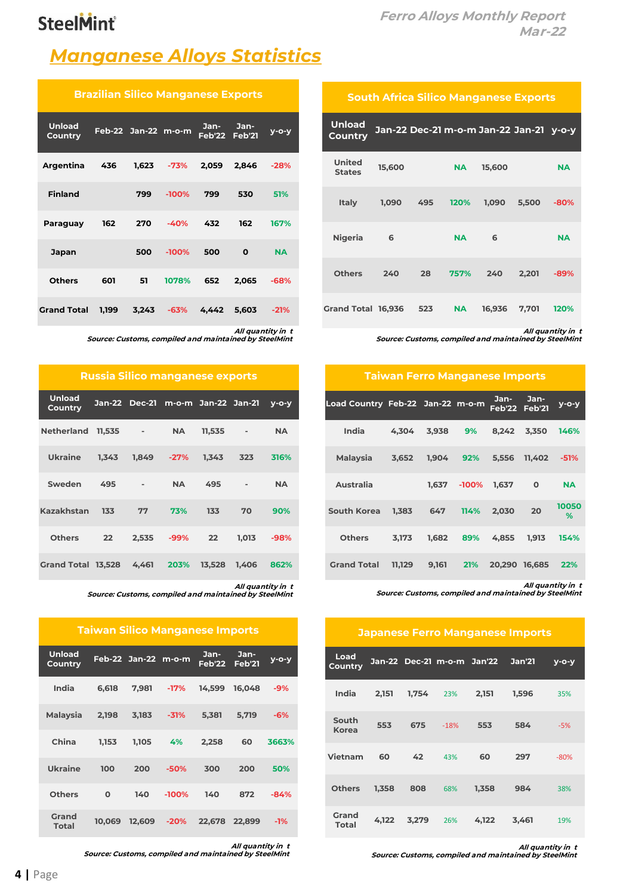# Manganese Alloys Statistics

## Brazilian Silico Manganese Exports

| Unload Country | Feb-22 | Jan-22 | m-o-m | Jan-Feb'22 | Jan-Feb'21 | y-o-y |
|---|---|---|---|---|---|---|
| Argentina | 436 | 1,623 | -73% | 2,059 | 2,846 | -28% |
| Finland | | 799 | -100% | 799 | 530 | 51% |
| Paraguay | 162 | 270 | -40% | 432 | 162 | 167% |
| Japan | | 500 | -100% | 500 | 0 | NA |
| Others | 601 | 51 | 1078% | 652 | 2,065 | -68% |
| Grand Total | 1,199 | 3,243 | -63% | 4,442 | 5,603 | -21% |

*All quantity in t*
*Source: Customs, compiled and maintained by SteelMint*

## South Africa Silico Manganese Exports

| Unload Country | Jan-22 | Dec-21 | m-o-m | Jan-22 | Jan-21 | y-o-y |
|---|---|---|---|---|---|---|
| United States | 15,600 | | NA | 15,600 | | NA |
| Italy | 1,090 | 495 | 120% | 1,090 | 5,500 | -80% |
| Nigeria | 6 | | NA | 6 | | NA |
| Others | 240 | 28 | 757% | 240 | 2,201 | -89% |
| Grand Total | 16,936 | 523 | NA | 16,936 | 7,701 | 120% |

*All quantity in t*
*Source: Customs, compiled and maintained by SteelMint*

## Russia Silico manganese exports

| Unload Country | Jan-22 | Dec-21 | m-o-m | Jan-22 | Jan-21 | y-o-y |
|---|---|---|---|---|---|---|
| Netherland | 11,535 | - | NA | 11,535 | - | NA |
| Ukraine | 1,343 | 1,849 | -27% | 1,343 | 323 | 316% |
| Sweden | 495 | - | NA | 495 | - | NA |
| Kazakhstan | 133 | 77 | 73% | 133 | 70 | 90% |
| Others | 22 | 2,535 | -99% | 22 | 1,013 | -98% |
| Grand Total | 13,528 | 4,461 | 203% | 13,528 | 1,406 | 862% |

*All quantity in t*
*Source: Customs, compiled and maintained by SteelMint*

## Taiwan Ferro Manganese Imports

| Load Country | Feb-22 | Jan-22 | m-o-m | Jan-Feb'22 | Jan-Feb'21 | y-o-y |
|---|---|---|---|---|---|---|
| India | 4,304 | 3,938 | 9% | 8,242 | 3,350 | 146% |
| Malaysia | 3,652 | 1,904 | 92% | 5,556 | 11,402 | -51% |
| Australia | | 1,637 | -100% | 1,637 | 0 | NA |
| South Korea | 1,383 | 647 | 114% | 2,030 | 20 | 10050 % |
| Others | 3,173 | 1,682 | 89% | 4,855 | 1,913 | 154% |
| Grand Total | 11,129 | 9,161 | 21% | 20,290 | 16,685 | 22% |

*All quantity in t*
*Source: Customs, compiled and maintained by SteelMint*

## Taiwan Silico Manganese Imports

| Unload Country | Feb-22 | Jan-22 | m-o-m | Jan-Feb'22 | Jan-Feb'21 | y-o-y |
|---|---|---|---|---|---|---|
| India | 6,618 | 7,981 | -17% | 14,599 | 16,048 | -9% |
| Malaysia | 2,198 | 3,183 | -31% | 5,381 | 5,719 | -6% |
| China | 1,153 | 1,105 | 4% | 2,258 | 60 | 3663% |
| Ukraine | 100 | 200 | -50% | 300 | 200 | 50% |
| Others | 0 | 140 | -100% | 140 | 872 | -84% |
| Grand Total | 10,069 | 12,609 | -20% | 22,678 | 22,899 | -1% |

*All quantity in t*
*Source: Customs, compiled and maintained by SteelMint*

## Japanese Ferro Manganese Imports

| Load Country | Jan-22 | Dec-21 | m-o-m | Jan'22 | Jan'21 | y-o-y |
|---|---|---|---|---|---|---|
| India | 2,151 | 1,754 | 23% | 2,151 | 1,596 | 35% |
| South Korea | 553 | 675 | -18% | 553 | 584 | -5% |
| Vietnam | 60 | 42 | 43% | 60 | 297 | -80% |
| Others | 1,358 | 808 | 68% | 1,358 | 984 | 38% |
| Grand Total | 4,122 | 3,279 | 26% | 4,122 | 3,461 | 19% |

*All quantity in t*
*Source: Customs, compiled and maintained by SteelMint*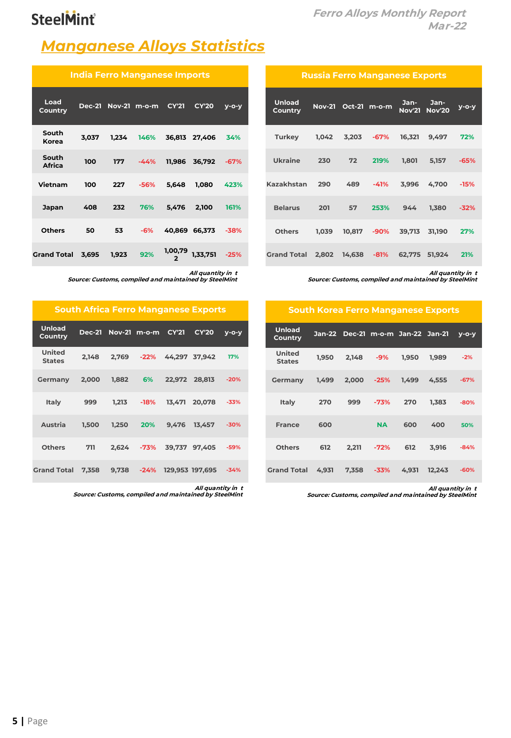## Manganese Alloys Statistics

### India Ferro Manganese Imports

| Load Country | Dec-21 | Nov-21 | m-o-m | CY'21 | CY'20 | y-o-y |
|---|---|---|---|---|---|---|
| South Korea | 3,037 | 1,234 | 146% | 36,813 | 27,406 | 34% |
| South Africa | 100 | 177 | -44% | 11,986 | 36,792 | -67% |
| Vietnam | 100 | 227 | -56% | 5,648 | 1,080 | 423% |
| Japan | 408 | 232 | 76% | 5,476 | 2,100 | 161% |
| Others | 50 | 53 | -6% | 40,869 | 66,373 | -38% |
| Grand Total | 3,695 | 1,923 | 92% | 1,00,792 | 1,33,751 | -25% |

*All quantity in t*
*Source: Customs, compiled and maintained by SteelMint*

### Russia Ferro Manganese Exports

| Unload Country | Nov-21 | Oct-21 | m-o-m | Jan-Nov'21 | Jan-Nov'20 | y-o-y |
|---|---|---|---|---|---|---|
| Turkey | 1,042 | 3,203 | -67% | 16,321 | 9,497 | 72% |
| Ukraine | 230 | 72 | 219% | 1,801 | 5,157 | -65% |
| Kazakhstan | 290 | 489 | -41% | 3,996 | 4,700 | -15% |
| Belarus | 201 | 57 | 253% | 944 | 1,380 | -32% |
| Others | 1,039 | 10,817 | -90% | 39,713 | 31,190 | 27% |
| Grand Total | 2,802 | 14,638 | -81% | 62,775 | 51,924 | 21% |

*All quantity in t*
*Source: Customs, compiled and maintained by SteelMint*

### South Africa Ferro Manganese Exports

| Unload Country | Dec-21 | Nov-21 | m-o-m | CY'21 | CY'20 | y-o-y |
|---|---|---|---|---|---|---|
| United States | 2,148 | 2,769 | -22% | 44,297 | 37,942 | 17% |
| Germany | 2,000 | 1,882 | 6% | 22,972 | 28,813 | -20% |
| Italy | 999 | 1,213 | -18% | 13,471 | 20,078 | -33% |
| Austria | 1,500 | 1,250 | 20% | 9,476 | 13,457 | -30% |
| Others | 711 | 2,624 | -73% | 39,737 | 97,405 | -59% |
| Grand Total | 7,358 | 9,738 | -24% | 129,953 | 197,695 | -34% |

*All quantity in t*
*Source: Customs, compiled and maintained by SteelMint*

### South Korea Ferro Manganese Exports

| Unload Country | Jan-22 | Dec-21 | m-o-m | Jan-22 | Jan-21 | y-o-y |
|---|---|---|---|---|---|---|
| United States | 1,950 | 2,148 | -9% | 1,950 | 1,989 | -2% |
| Germany | 1,499 | 2,000 | -25% | 1,499 | 4,555 | -67% |
| Italy | 270 | 999 | -73% | 270 | 1,383 | -80% |
| France | 600 | | NA | 600 | 400 | 50% |
| Others | 612 | 2,211 | -72% | 612 | 3,916 | -84% |
| Grand Total | 4,931 | 7,358 | -33% | 4,931 | 12,243 | -60% |

*All quantity in t*
*Source: Customs, compiled and maintained by SteelMint*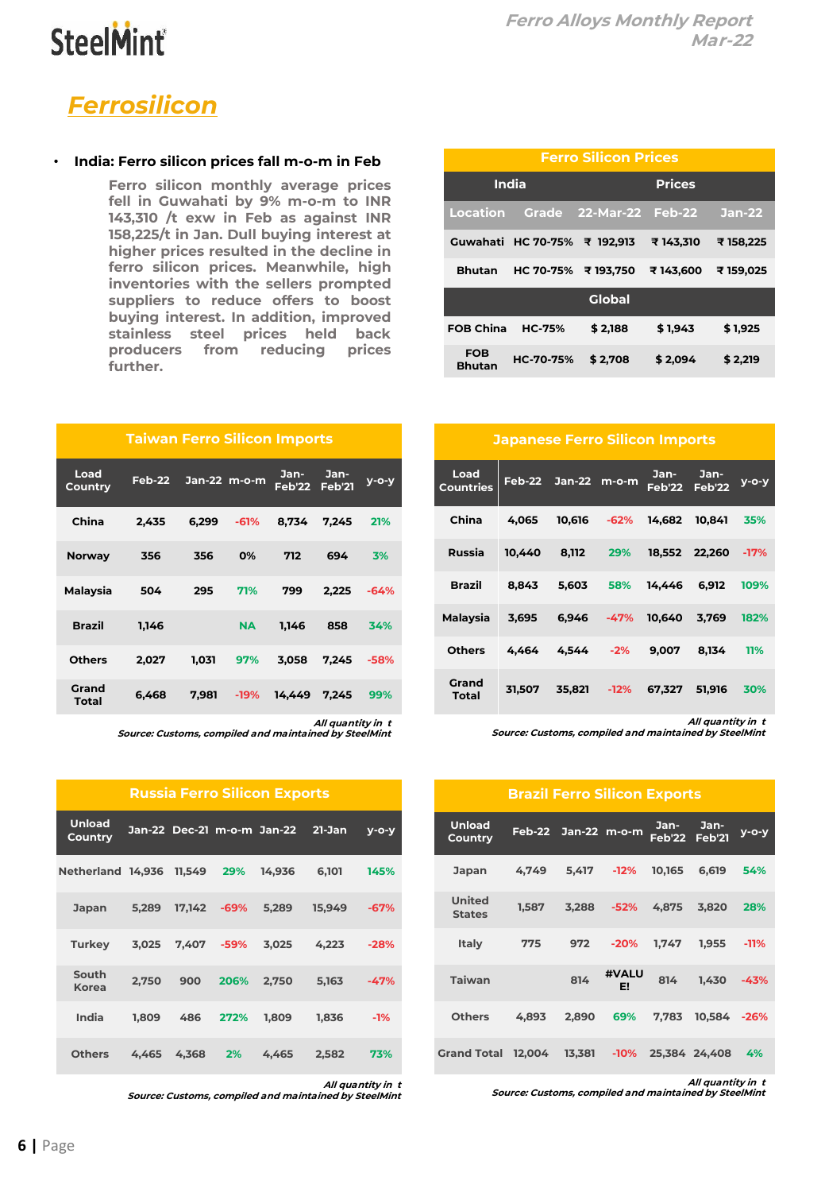# Ferrosilicon

- **India: Ferro silicon prices fall m-o-m in Feb**

  Ferro silicon monthly average prices fell in Guwahati by 9% m-o-m to INR 143,310 /t exw in Feb as against INR 158,225/t in Jan. Dull buying interest at higher prices resulted in the decline in ferro silicon prices. Meanwhile, high inventories with the sellers prompted suppliers to reduce offers to boost buying interest. In addition, improved stainless steel prices held back producers from reducing prices further.

| Ferro Silicon Prices | | | | |
|---|---|---|---|---|
| India | | Prices | | |
| Location | Grade | 22-Mar-22 | Feb-22 | Jan-22 |
| Guwahati | HC 70-75% | ₹ 192,913 | ₹ 143,310 | ₹ 158,225 |
| Bhutan | HC 70-75% | ₹ 193,750 | ₹ 143,600 | ₹ 159,025 |
| Global | | | | |
| FOB China | HC-75% | $ 2,188 | $ 1,943 | $ 1,925 |
| FOB Bhutan | HC-70-75% | $ 2,708 | $ 2,094 | $ 2,219 |

**Taiwan Ferro Silicon Imports**

| Load Country | Feb-22 | Jan-22 | m-o-m | Jan-Feb'22 | Jan-Feb'21 | y-o-y |
|---|---|---|---|---|---|---|
| China | 2,435 | 6,299 | -61% | 8,734 | 7,245 | 21% |
| Norway | 356 | 356 | 0% | 712 | 694 | 3% |
| Malaysia | 504 | 295 | 71% | 799 | 2,225 | -64% |
| Brazil | 1,146 | | NA | 1,146 | 858 | 34% |
| Others | 2,027 | 1,031 | 97% | 3,058 | 7,245 | -58% |
| Grand Total | 6,468 | 7,981 | -19% | 14,449 | 7,245 | 99% |

*All quantity in t*
*Source: Customs, compiled and maintained by SteelMint*

**Japanese Ferro Silicon Imports**

| Load Countries | Feb-22 | Jan-22 | m-o-m | Jan-Feb'22 | Jan-Feb'22 | y-o-y |
|---|---|---|---|---|---|---|
| China | 4,065 | 10,616 | -62% | 14,682 | 10,841 | 35% |
| Russia | 10,440 | 8,112 | 29% | 18,552 | 22,260 | -17% |
| Brazil | 8,843 | 5,603 | 58% | 14,446 | 6,912 | 109% |
| Malaysia | 3,695 | 6,946 | -47% | 10,640 | 3,769 | 182% |
| Others | 4,464 | 4,544 | -2% | 9,007 | 8,134 | 11% |
| Grand Total | 31,507 | 35,821 | -12% | 67,327 | 51,916 | 30% |

*All quantity in t*
*Source: Customs, compiled and maintained by SteelMint*

**Russia Ferro Silicon Exports**

| Unload Country | Jan-22 | Dec-21 | m-o-m | Jan-22 | 21-Jan | y-o-y |
|---|---|---|---|---|---|---|
| Netherland | 14,936 | 11,549 | 29% | 14,936 | 6,101 | 145% |
| Japan | 5,289 | 17,142 | -69% | 5,289 | 15,949 | -67% |
| Turkey | 3,025 | 7,407 | -59% | 3,025 | 4,223 | -28% |
| South Korea | 2,750 | 900 | 206% | 2,750 | 5,163 | -47% |
| India | 1,809 | 486 | 272% | 1,809 | 1,836 | -1% |
| Others | 4,465 | 4,368 | 2% | 4,465 | 2,582 | 73% |

*All quantity in t*
*Source: Customs, compiled and maintained by SteelMint*

**Brazil Ferro Silicon Exports**

| Unload Country | Feb-22 | Jan-22 | m-o-m | Jan-Feb'22 | Jan-Feb'21 | y-o-y |
|---|---|---|---|---|---|---|
| Japan | 4,749 | 5,417 | -12% | 10,165 | 6,619 | 54% |
| United States | 1,587 | 3,288 | -52% | 4,875 | 3,820 | 28% |
| Italy | 775 | 972 | -20% | 1,747 | 1,955 | -11% |
| Taiwan | | 814 | #VALUE! | 814 | 1,430 | -43% |
| Others | 4,893 | 2,890 | 69% | 7,783 | 10,584 | -26% |
| Grand Total | 12,004 | 13,381 | -10% | 25,384 | 24,408 | 4% |

*All quantity in t*
*Source: Customs, compiled and maintained by SteelMint*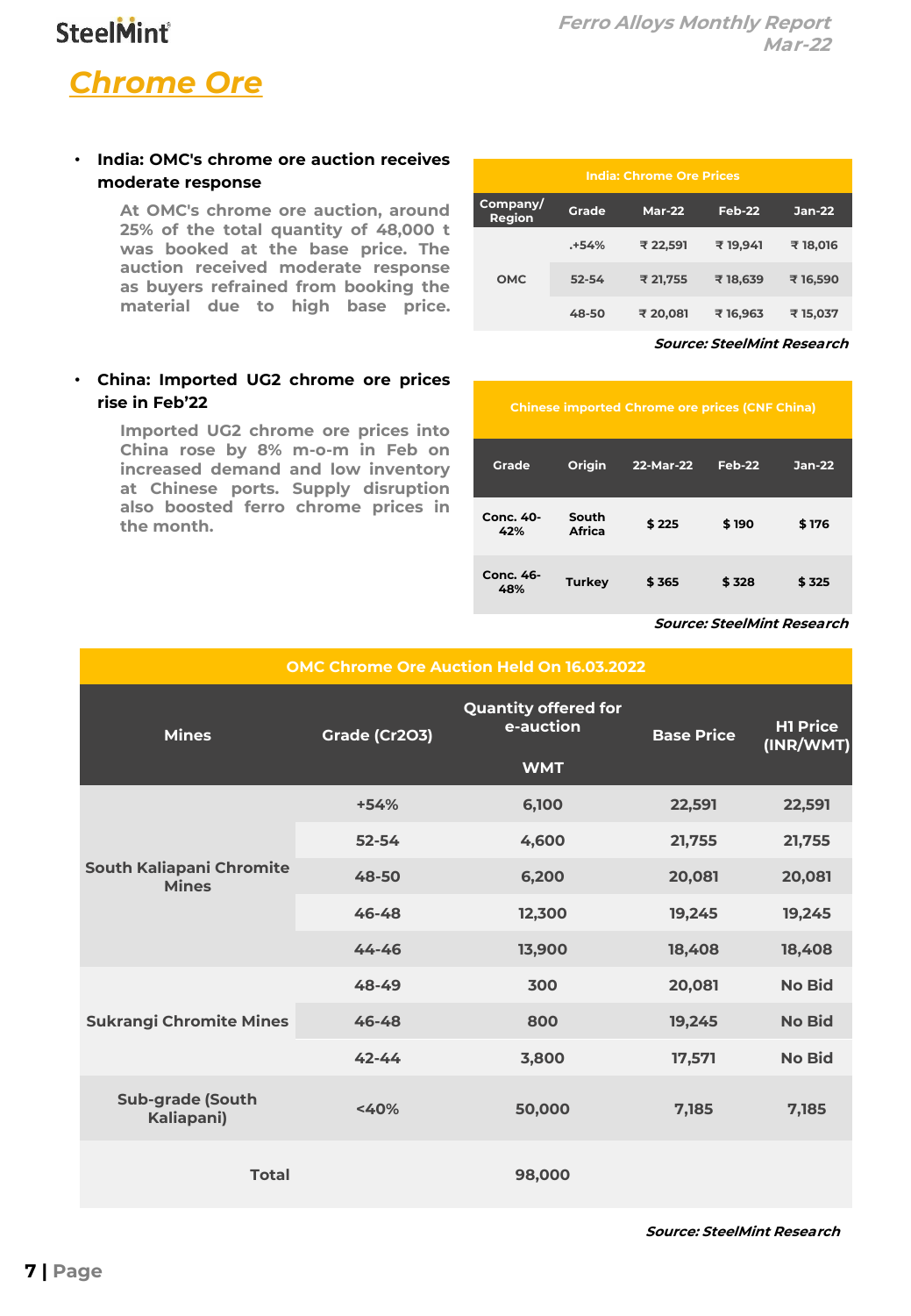# Chrome Ore

- **India: OMC's chrome ore auction receives moderate response**

  At OMC's chrome ore auction, around 25% of the total quantity of 48,000 t was booked at the base price. The auction received moderate response as buyers refrained from booking the material due to high base price.

| India: Chrome Ore Prices | | | | |
|---|---|---|---|---|
| Company/ Region | Grade | Mar-22 | Feb-22 | Jan-22 |
| OMC | .+54% | ₹ 22,591 | ₹ 19,941 | ₹ 18,016 |
| | 52-54 | ₹ 21,755 | ₹ 18,639 | ₹ 16,590 |
| | 48-50 | ₹ 20,081 | ₹ 16,963 | ₹ 15,037 |

***Source: SteelMint Research***

- **China: Imported UG2 chrome ore prices rise in Feb'22**

  Imported UG2 chrome ore prices into China rose by 8% m-o-m in Feb on increased demand and low inventory at Chinese ports. Supply disruption also boosted ferro chrome prices in the month.

| Chinese imported Chrome ore prices (CNF China) | | | | |
|---|---|---|---|---|
| Grade | Origin | 22-Mar-22 | Feb-22 | Jan-22 |
| Conc. 40-42% | South Africa | $ 225 | $ 190 | $ 176 |
| Conc. 46-48% | Turkey | $ 365 | $ 328 | $ 325 |

***Source: SteelMint Research***

| OMC Chrome Ore Auction Held On 16.03.2022 | | | | |
|---|---|---|---|---|
| Mines | Grade (Cr2O3) | Quantity offered for e-auction WMT | Base Price | H1 Price (INR/WMT) |
| South Kaliapani Chromite Mines | +54% | 6,100 | 22,591 | 22,591 |
| | 52-54 | 4,600 | 21,755 | 21,755 |
| | 48-50 | 6,200 | 20,081 | 20,081 |
| | 46-48 | 12,300 | 19,245 | 19,245 |
| | 44-46 | 13,900 | 18,408 | 18,408 |
| Sukrangi Chromite Mines | 48-49 | 300 | 20,081 | No Bid |
| | 46-48 | 800 | 19,245 | No Bid |
| | 42-44 | 3,800 | 17,571 | No Bid |
| Sub-grade (South Kaliapani) | <40% | 50,000 | 7,185 | 7,185 |
| Total | | 98,000 | | |

***Source: SteelMint Research***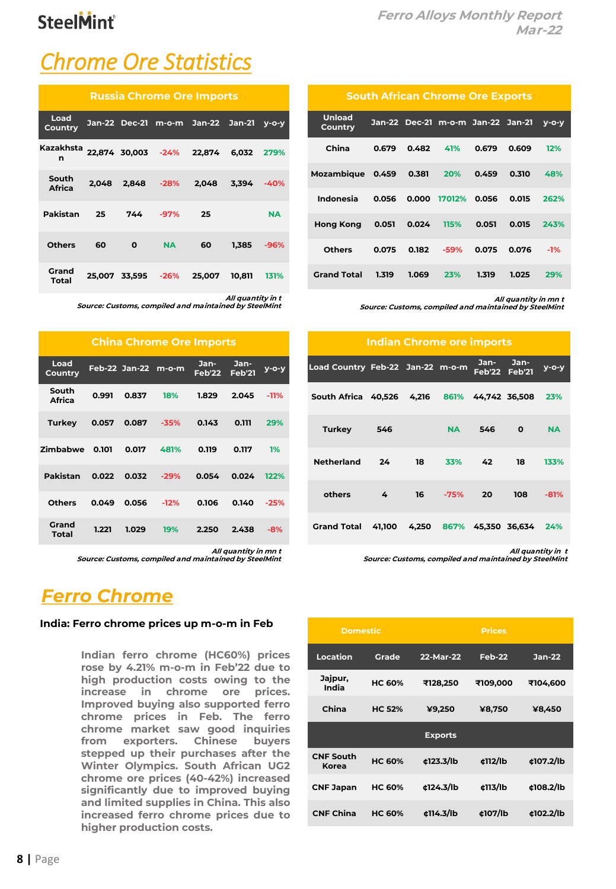# Chrome Ore Statistics

| Russia Chrome Ore Imports | | | | | | |
|---|---|---|---|---|---|---|
| Load Country | Jan-22 | Dec-21 | m-o-m | Jan-22 | Jan-21 | y-o-y |
| Kazakhstan | 22,874 | 30,003 | -24% | 22,874 | 6,032 | 279% |
| South Africa | 2,048 | 2,848 | -28% | 2,048 | 3,394 | -40% |
| Pakistan | 25 | 744 | -97% | 25 | | NA |
| Others | 60 | 0 | NA | 60 | 1,385 | -96% |
| Grand Total | 25,007 | 33,595 | -26% | 25,007 | 10,811 | 131% |

*All quantity in t*
*Source: Customs, compiled and maintained by SteelMint*

| South African Chrome Ore Exports | | | | | | |
|---|---|---|---|---|---|---|
| Unload Country | Jan-22 | Dec-21 | m-o-m | Jan-22 | Jan-21 | y-o-y |
| China | 0.679 | 0.482 | 41% | 0.679 | 0.609 | 12% |
| Mozambique | 0.459 | 0.381 | 20% | 0.459 | 0.310 | 48% |
| Indonesia | 0.056 | 0.000 | 17012% | 0.056 | 0.015 | 262% |
| Hong Kong | 0.051 | 0.024 | 115% | 0.051 | 0.015 | 243% |
| Others | 0.075 | 0.182 | -59% | 0.075 | 0.076 | -1% |
| Grand Total | 1.319 | 1.069 | 23% | 1.319 | 1.025 | 29% |

*All quantity in mn t*
*Source: Customs, compiled and maintained by SteelMint*

| China Chrome Ore Imports | | | | | | |
|---|---|---|---|---|---|---|
| Load Country | Feb-22 | Jan-22 | m-o-m | Jan-Feb'22 | Jan-Feb'21 | y-o-y |
| South Africa | 0.991 | 0.837 | 18% | 1.829 | 2.045 | -11% |
| Turkey | 0.057 | 0.087 | -35% | 0.143 | 0.111 | 29% |
| Zimbabwe | 0.101 | 0.017 | 481% | 0.119 | 0.117 | 1% |
| Pakistan | 0.022 | 0.032 | -29% | 0.054 | 0.024 | 122% |
| Others | 0.049 | 0.056 | -12% | 0.106 | 0.140 | -25% |
| Grand Total | 1.221 | 1.029 | 19% | 2.250 | 2.438 | -8% |

*All quantity in mn t*
*Source: Customs, compiled and maintained by SteelMint*

| Indian Chrome ore imports | | | | | | |
|---|---|---|---|---|---|---|
| Load Country | Feb-22 | Jan-22 | m-o-m | Jan-Feb'22 | Jan-Feb'21 | y-o-y |
| South Africa | 40,526 | 4,216 | 861% | 44,742 | 36,508 | 23% |
| Turkey | 546 | | NA | 546 | 0 | NA |
| Netherland | 24 | 18 | 33% | 42 | 18 | 133% |
| others | 4 | 16 | -75% | 20 | 108 | -81% |
| Grand Total | 41,100 | 4,250 | 867% | 45,350 | 36,634 | 24% |

*All quantity in t*
*Source: Customs, compiled and maintained by SteelMint*

# Ferro Chrome

### India: Ferro chrome prices up m-o-m in Feb

**Indian ferro chrome (HC60%) prices rose by 4.21% m-o-m in Feb'22 due to high production costs owing to the increase in chrome ore prices. Improved buying also supported ferro chrome prices in Feb. The ferro chrome market saw good inquiries from exporters. Chinese buyers stepped up their purchases after the Winter Olympics. South African UG2 chrome ore prices (40-42%) increased significantly due to improved buying and limited supplies in China. This also increased ferro chrome prices due to higher production costs.**

| Domestic | | Prices | | |
|---|---|---|---|---|
| Location | Grade | 22-Mar-22 | Feb-22 | Jan-22 |
| Jajpur, India | HC 60% | ₹128,250 | ₹109,000 | ₹104,600 |
| China | HC 52% | ¥9,250 | ¥8,750 | ¥8,450 |
| Exports | | | | |
| CNF South Korea | HC 60% | ¢123.3/lb | ¢112/lb | ¢107.2/lb |
| CNF Japan | HC 60% | ¢124.3/lb | ¢113/lb | ¢108.2/lb |
| CNF China | HC 60% | ¢114.3/lb | ¢107/lb | ¢102.2/lb |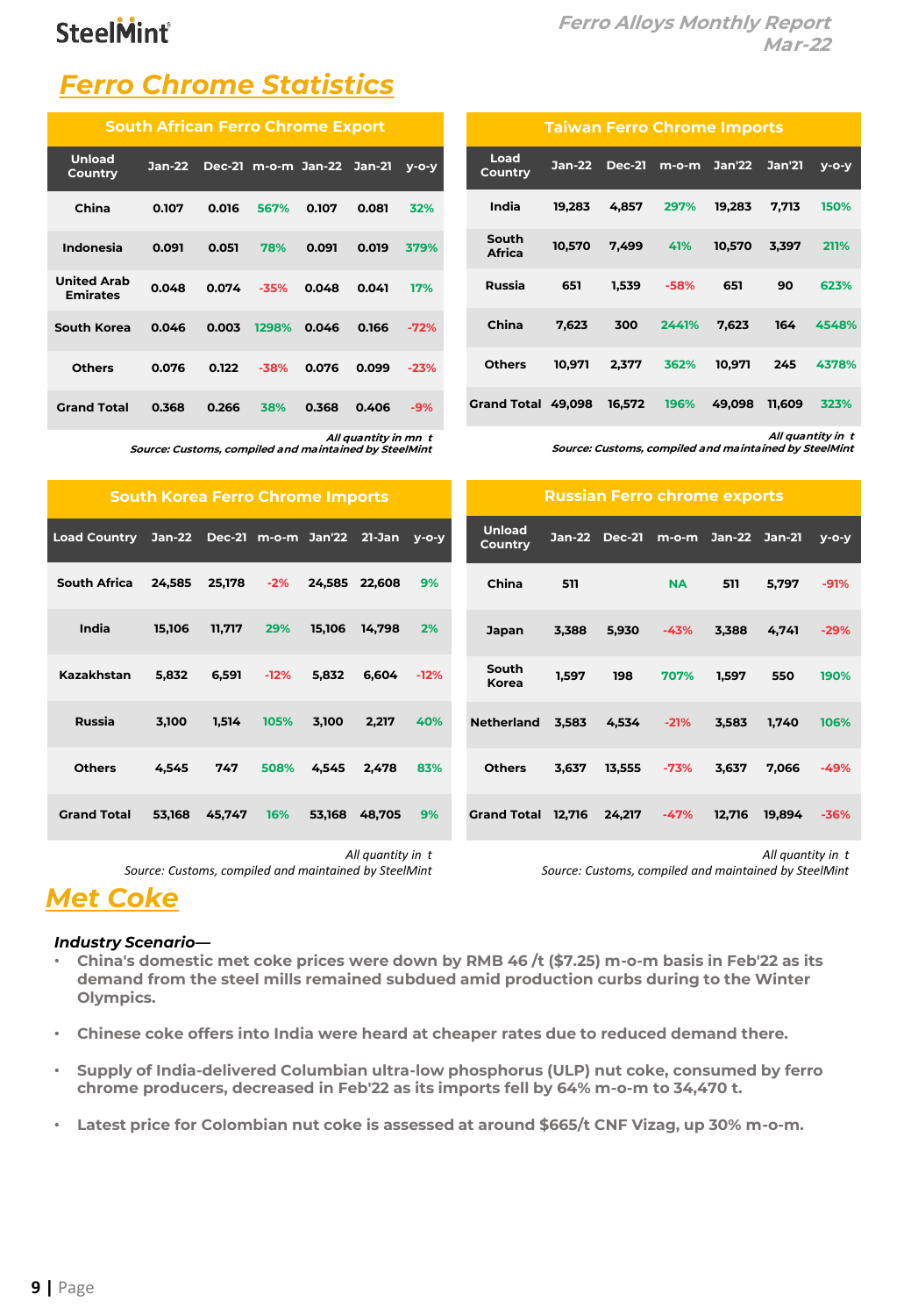# Ferro Chrome Statistics

| South African Ferro Chrome Export | | | | | | |
|---|---|---|---|---|---|---|
| Unload Country | Jan-22 | Dec-21 | m-o-m | Jan-22 | Jan-21 | y-o-y |
| China | 0.107 | 0.016 | 567% | 0.107 | 0.081 | 32% |
| Indonesia | 0.091 | 0.051 | 78% | 0.091 | 0.019 | 379% |
| United Arab Emirates | 0.048 | 0.074 | -35% | 0.048 | 0.041 | 17% |
| South Korea | 0.046 | 0.003 | 1298% | 0.046 | 0.166 | -72% |
| Others | 0.076 | 0.122 | -38% | 0.076 | 0.099 | -23% |
| Grand Total | 0.368 | 0.266 | 38% | 0.368 | 0.406 | -9% |

*All quantity in mn t*
*Source: Customs, compiled and maintained by SteelMint*

| Taiwan Ferro Chrome Imports | | | | | | |
|---|---|---|---|---|---|---|
| Load Country | Jan-22 | Dec-21 | m-o-m | Jan'22 | Jan'21 | y-o-y |
| India | 19,283 | 4,857 | 297% | 19,283 | 7,713 | 150% |
| South Africa | 10,570 | 7,499 | 41% | 10,570 | 3,397 | 211% |
| Russia | 651 | 1,539 | -58% | 651 | 90 | 623% |
| China | 7,623 | 300 | 2441% | 7,623 | 164 | 4548% |
| Others | 10,971 | 2,377 | 362% | 10,971 | 245 | 4378% |
| Grand Total | 49,098 | 16,572 | 196% | 49,098 | 11,609 | 323% |

*All quantity in t*
*Source: Customs, compiled and maintained by SteelMint*

| South Korea Ferro Chrome Imports | | | | | | |
|---|---|---|---|---|---|---|
| Load Country | Jan-22 | Dec-21 | m-o-m | Jan'22 | 21-Jan | y-o-y |
| South Africa | 24,585 | 25,178 | -2% | 24,585 | 22,608 | 9% |
| India | 15,106 | 11,717 | 29% | 15,106 | 14,798 | 2% |
| Kazakhstan | 5,832 | 6,591 | -12% | 5,832 | 6,604 | -12% |
| Russia | 3,100 | 1,514 | 105% | 3,100 | 2,217 | 40% |
| Others | 4,545 | 747 | 508% | 4,545 | 2,478 | 83% |
| Grand Total | 53,168 | 45,747 | 16% | 53,168 | 48,705 | 9% |

*All quantity in t*
*Source: Customs, compiled and maintained by SteelMint*

| Russian Ferro chrome exports | | | | | | |
|---|---|---|---|---|---|---|
| Unload Country | Jan-22 | Dec-21 | m-o-m | Jan-22 | Jan-21 | y-o-y |
| China | 511 | | NA | 511 | 5,797 | -91% |
| Japan | 3,388 | 5,930 | -43% | 3,388 | 4,741 | -29% |
| South Korea | 1,597 | 198 | 707% | 1,597 | 550 | 190% |
| Netherland | 3,583 | 4,534 | -21% | 3,583 | 1,740 | 106% |
| Others | 3,637 | 13,555 | -73% | 3,637 | 7,066 | -49% |
| Grand Total | 12,716 | 24,217 | -47% | 12,716 | 19,894 | -36% |

*All quantity in t*
*Source: Customs, compiled and maintained by SteelMint*

# Met Coke

***Industry Scenario—***

- **China's domestic met coke prices were down by RMB 46 /t ($7.25) m-o-m basis in Feb'22 as its demand from the steel mills remained subdued amid production curbs during to the Winter Olympics.**
- **Chinese coke offers into India were heard at cheaper rates due to reduced demand there.**
- **Supply of India-delivered Columbian ultra-low phosphorus (ULP) nut coke, consumed by ferro chrome producers, decreased in Feb'22 as its imports fell by 64% m-o-m to 34,470 t.**
- **Latest price for Colombian nut coke is assessed at around $665/t CNF Vizag, up 30% m-o-m.**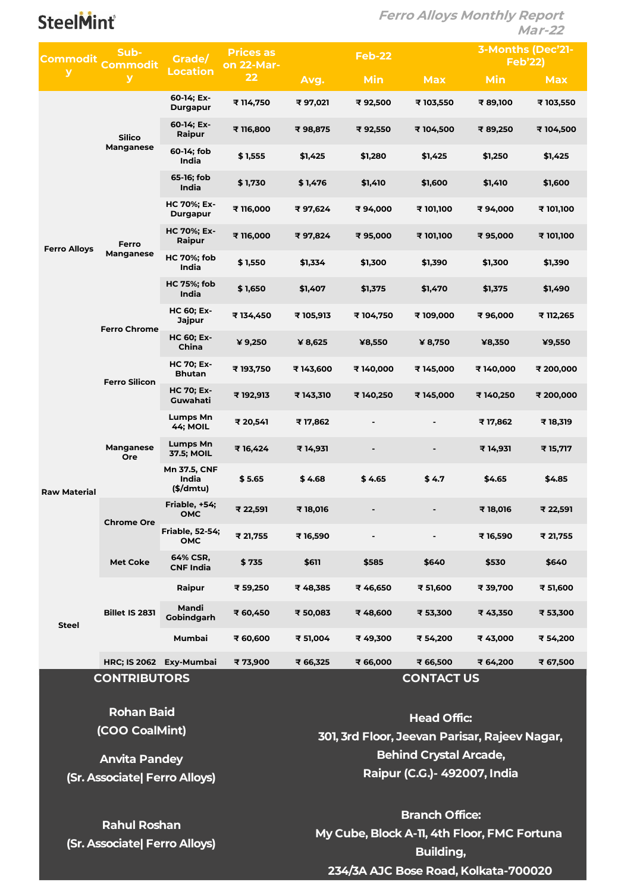| Commodity | Sub-Commodity | Grade/ Location | Prices as on 22-Mar-22 | Feb-22 | | | 3-Months (Dec'21-Feb'22) | |
|---|---|---|---|---|---|---|---|---|
| | | | | Avg. | Min | Max | Min | Max |
| Ferro Alloys | Silico Manganese | 60-14; Ex-Durgapur | ₹ 114,750 | ₹ 97,021 | ₹ 92,500 | ₹ 103,550 | ₹ 89,100 | ₹ 103,550 |
| | | 60-14; Ex-Raipur | ₹ 116,800 | ₹ 98,875 | ₹ 92,550 | ₹ 104,500 | ₹ 89,250 | ₹ 104,500 |
| | | 60-14; fob India | $ 1,555 | $1,425 | $1,280 | $1,425 | $1,250 | $1,425 |
| | | 65-16; fob India | $ 1,730 | $ 1,476 | $1,410 | $1,600 | $1,410 | $1,600 |
| | Ferro Manganese | HC 70%; Ex-Durgapur | ₹ 116,000 | ₹ 97,624 | ₹ 94,000 | ₹ 101,100 | ₹ 94,000 | ₹ 101,100 |
| | | HC 70%; Ex-Raipur | ₹ 116,000 | ₹ 97,824 | ₹ 95,000 | ₹ 101,100 | ₹ 95,000 | ₹ 101,100 |
| | | HC 70%; fob India | $ 1,550 | $1,334 | $1,300 | $1,390 | $1,300 | $1,390 |
| | | HC 75%; fob India | $ 1,650 | $1,407 | $1,375 | $1,470 | $1,375 | $1,490 |
| | Ferro Chrome | HC 60; Ex-Jajpur | ₹ 134,450 | ₹ 105,913 | ₹ 104,750 | ₹ 109,000 | ₹ 96,000 | ₹ 112,265 |
| | | HC 60; Ex-China | ¥ 9,250 | ¥ 8,625 | ¥8,550 | ¥ 8,750 | ¥8,350 | ¥9,550 |
| | Ferro Silicon | HC 70; Ex-Bhutan | ₹ 193,750 | ₹ 143,600 | ₹ 140,000 | ₹ 145,000 | ₹ 140,000 | ₹ 200,000 |
| | | HC 70; Ex-Guwahati | ₹ 192,913 | ₹ 143,310 | ₹ 140,250 | ₹ 145,000 | ₹ 140,250 | ₹ 200,000 |
| Raw Material | Manganese Ore | Lumps Mn 44; MOIL | ₹ 20,541 | ₹ 17,862 | - | - | ₹ 17,862 | ₹ 18,319 |
| | | Lumps Mn 37.5; MOIL | ₹ 16,424 | ₹ 14,931 | - | - | ₹ 14,931 | ₹ 15,717 |
| | | Mn 37.5, CNF India ($/dmtu) | $ 5.65 | $ 4.68 | $ 4.65 | $ 4.7 | $4.65 | $4.85 |
| | Chrome Ore | Friable, +54; OMC | ₹ 22,591 | ₹ 18,016 | - | - | ₹ 18,016 | ₹ 22,591 |
| | | Friable, 52-54; OMC | ₹ 21,755 | ₹ 16,590 | - | - | ₹ 16,590 | ₹ 21,755 |
| | Met Coke | 64% CSR, CNF India | $ 735 | $611 | $585 | $640 | $530 | $640 |
| Steel | Billet IS 2831 | Raipur | ₹ 59,250 | ₹ 48,385 | ₹ 46,650 | ₹ 51,600 | ₹ 39,700 | ₹ 51,600 |
| | | Mandi Gobindgarh | ₹ 60,450 | ₹ 50,083 | ₹ 48,600 | ₹ 53,300 | ₹ 43,350 | ₹ 53,300 |
| | | Mumbai | ₹ 60,600 | ₹ 51,004 | ₹ 49,300 | ₹ 54,200 | ₹ 43,000 | ₹ 54,200 |
| | HRC; IS 2062 | Exy-Mumbai | ₹ 73,900 | ₹ 66,325 | ₹ 66,000 | ₹ 66,500 | ₹ 64,200 | ₹ 67,500 |

## CONTRIBUTORS

**Rohan Baid**
**(COO CoalMint)**

**Anvita Pandey**
**(Sr. Associate| Ferro Alloys)**

**Rahul Roshan**
**(Sr. Associate| Ferro Alloys)**

## CONTACT US

**Head Offic:**
301, 3rd Floor, Jeevan Parisar, Rajeev Nagar,
Behind Crystal Arcade,
Raipur (C.G.)- 492007, India

**Branch Office:**
My Cube, Block A-11, 4th Floor, FMC Fortuna Building,
234/3A AJC Bose Road, Kolkata-700020